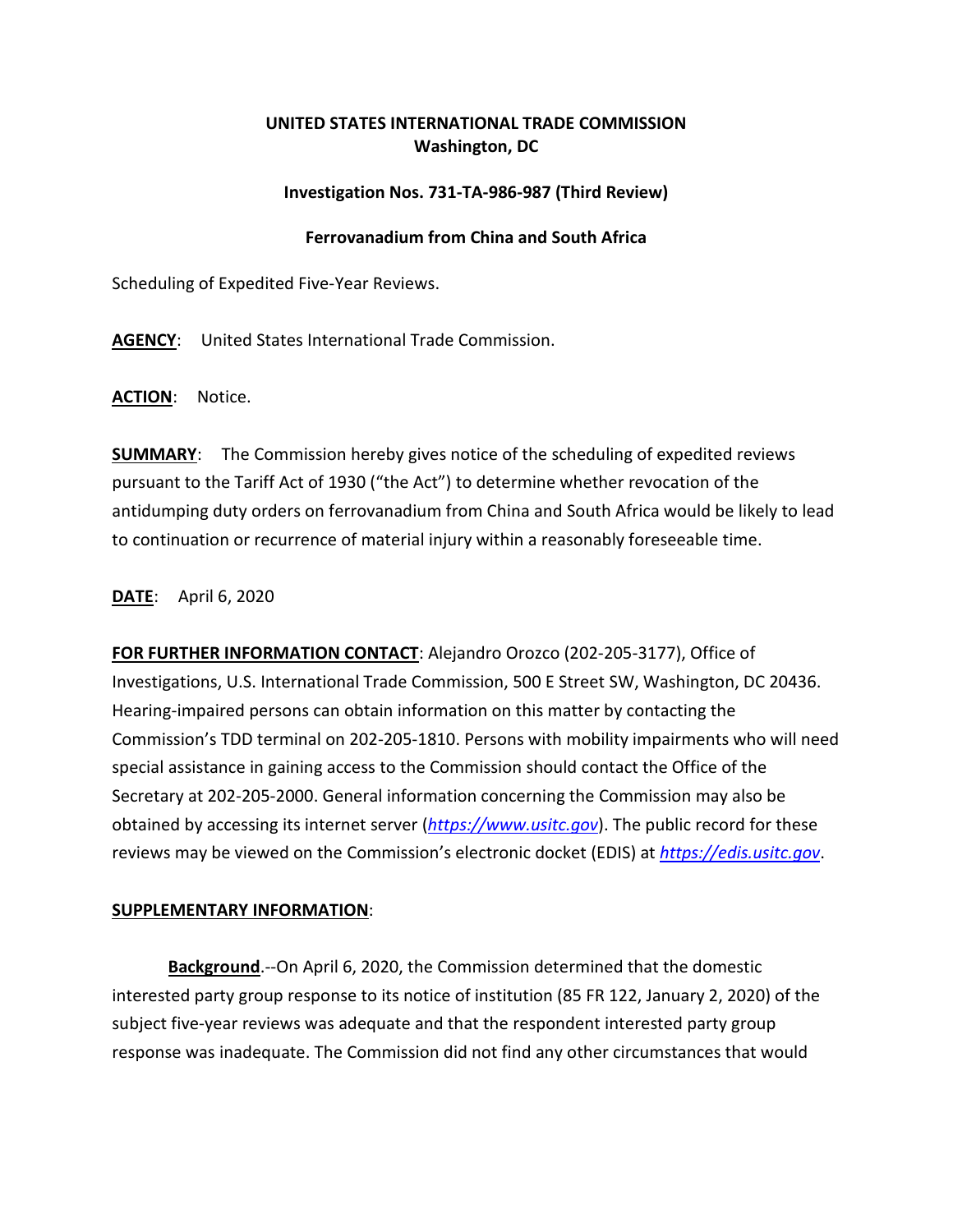**UNITED STATES INTERNATIONAL TRADE COMMISSION**
**Washington, DC**

**Investigation Nos. 731-TA-986-987 (Third Review)**

**Ferrovanadium from China and South Africa**

Scheduling of Expedited Five-Year Reviews.

**AGENCY**: United States International Trade Commission.

**ACTION**: Notice.

**SUMMARY**: The Commission hereby gives notice of the scheduling of expedited reviews pursuant to the Tariff Act of 1930 ("the Act") to determine whether revocation of the antidumping duty orders on ferrovanadium from China and South Africa would be likely to lead to continuation or recurrence of material injury within a reasonably foreseeable time.

**DATE**: April 6, 2020

**FOR FURTHER INFORMATION CONTACT**: Alejandro Orozco (202-205-3177), Office of Investigations, U.S. International Trade Commission, 500 E Street SW, Washington, DC 20436. Hearing-impaired persons can obtain information on this matter by contacting the Commission's TDD terminal on 202-205-1810. Persons with mobility impairments who will need special assistance in gaining access to the Commission should contact the Office of the Secretary at 202-205-2000. General information concerning the Commission may also be obtained by accessing its internet server (*https://www.usitc.gov*). The public record for these reviews may be viewed on the Commission's electronic docket (EDIS) at *https://edis.usitc.gov*.

**SUPPLEMENTARY INFORMATION**:

**Background**.--On April 6, 2020, the Commission determined that the domestic interested party group response to its notice of institution (85 FR 122, January 2, 2020) of the subject five-year reviews was adequate and that the respondent interested party group response was inadequate. The Commission did not find any other circumstances that would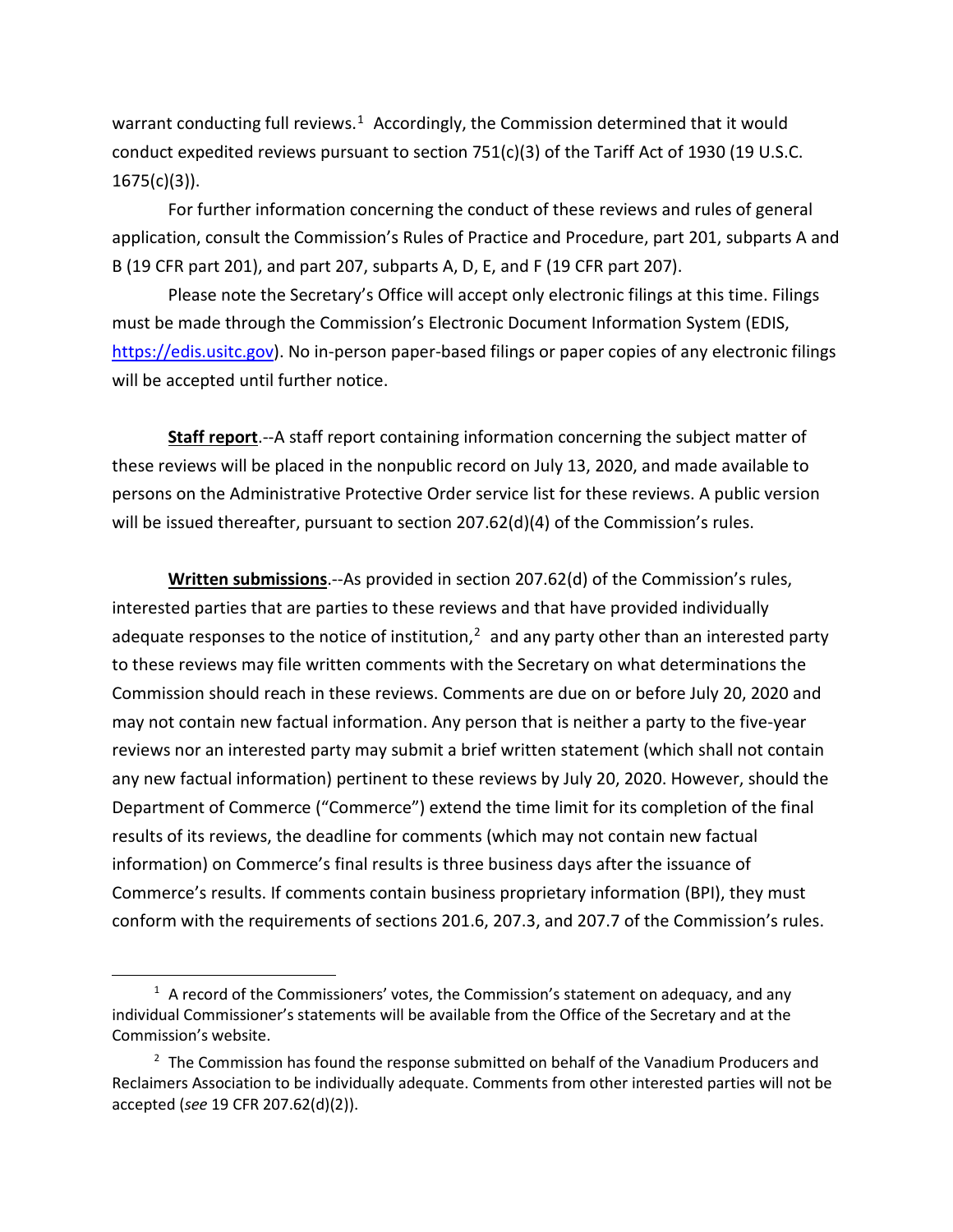warrant conducting full reviews.[1] Accordingly, the Commission determined that it would conduct expedited reviews pursuant to section 751(c)(3) of the Tariff Act of 1930 (19 U.S.C. 1675(c)(3)).

For further information concerning the conduct of these reviews and rules of general application, consult the Commission's Rules of Practice and Procedure, part 201, subparts A and B (19 CFR part 201), and part 207, subparts A, D, E, and F (19 CFR part 207).

Please note the Secretary's Office will accept only electronic filings at this time. Filings must be made through the Commission's Electronic Document Information System (EDIS, https://edis.usitc.gov). No in-person paper-based filings or paper copies of any electronic filings will be accepted until further notice.

**Staff report**.--A staff report containing information concerning the subject matter of these reviews will be placed in the nonpublic record on July 13, 2020, and made available to persons on the Administrative Protective Order service list for these reviews. A public version will be issued thereafter, pursuant to section 207.62(d)(4) of the Commission's rules.

**Written submissions**.--As provided in section 207.62(d) of the Commission's rules, interested parties that are parties to these reviews and that have provided individually adequate responses to the notice of institution,[2] and any party other than an interested party to these reviews may file written comments with the Secretary on what determinations the Commission should reach in these reviews. Comments are due on or before July 20, 2020 and may not contain new factual information. Any person that is neither a party to the five-year reviews nor an interested party may submit a brief written statement (which shall not contain any new factual information) pertinent to these reviews by July 20, 2020. However, should the Department of Commerce ("Commerce") extend the time limit for its completion of the final results of its reviews, the deadline for comments (which may not contain new factual information) on Commerce's final results is three business days after the issuance of Commerce's results. If comments contain business proprietary information (BPI), they must conform with the requirements of sections 201.6, 207.3, and 207.7 of the Commission's rules.

---

[1] A record of the Commissioners' votes, the Commission's statement on adequacy, and any individual Commissioner's statements will be available from the Office of the Secretary and at the Commission's website.

[2] The Commission has found the response submitted on behalf of the Vanadium Producers and Reclaimers Association to be individually adequate. Comments from other interested parties will not be accepted (*see* 19 CFR 207.62(d)(2)).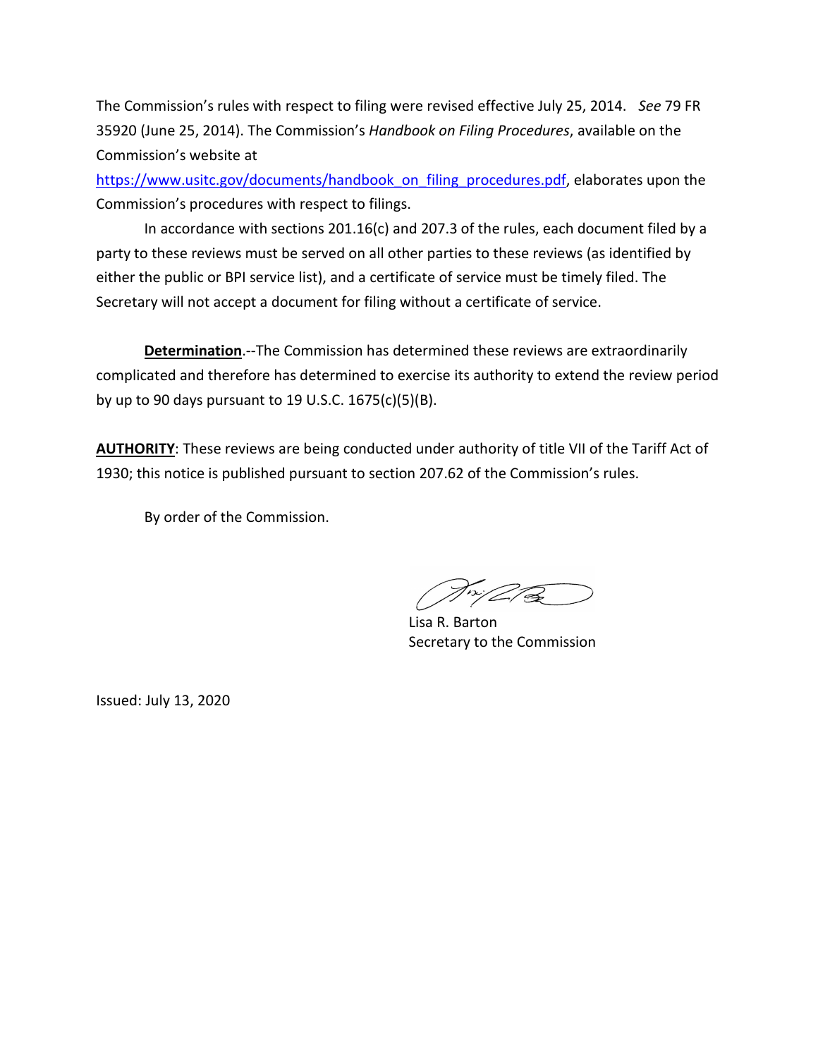The Commission's rules with respect to filing were revised effective July 25, 2014. *See* 79 FR 35920 (June 25, 2014). The Commission's *Handbook on Filing Procedures*, available on the Commission's website at https://www.usitc.gov/documents/handbook_on_filing_procedures.pdf, elaborates upon the Commission's procedures with respect to filings.

In accordance with sections 201.16(c) and 207.3 of the rules, each document filed by a party to these reviews must be served on all other parties to these reviews (as identified by either the public or BPI service list), and a certificate of service must be timely filed. The Secretary will not accept a document for filing without a certificate of service.

**Determination**.--The Commission has determined these reviews are extraordinarily complicated and therefore has determined to exercise its authority to extend the review period by up to 90 days pursuant to 19 U.S.C. 1675(c)(5)(B).

**AUTHORITY**: These reviews are being conducted under authority of title VII of the Tariff Act of 1930; this notice is published pursuant to section 207.62 of the Commission's rules.

By order of the Commission.

Lisa R. Barton
Secretary to the Commission

Issued: July 13, 2020